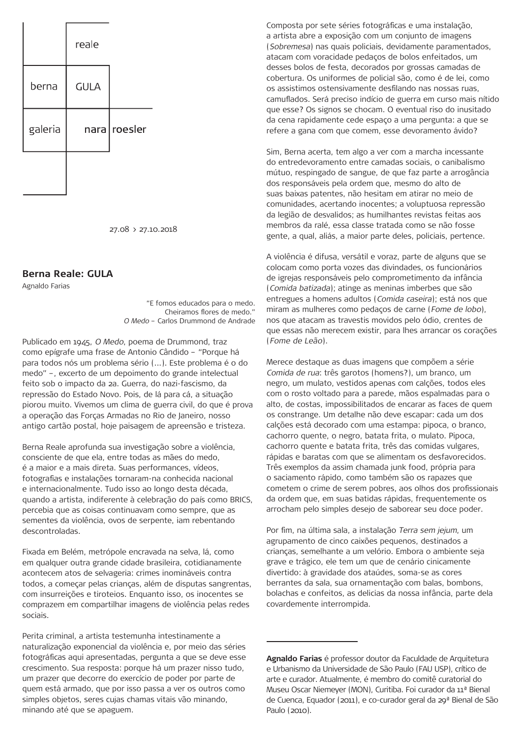reale

berna GULA

galeria nara roesler

27.08 > 27.10.2018

## Berna Reale: GULA

Agnaldo Farias

> "E fomos educados para o medo.
> Cheiramos flores de medo."
> *O Medo* – Carlos Drummond de Andrade

Publicado em 1945, *O Medo*, poema de Drummond, traz como epígrafe uma frase de Antonio Cândido – "Porque há para todos nós um problema sério (...). Este problema é o do medo" –, excerto de um depoimento do grande intelectual feito sob o impacto da 2a. Guerra, do nazi-fascismo, da repressão do Estado Novo. Pois, de lá para cá, a situação piorou muito. Vivemos um clima de guerra civil, do que é prova a operação das Forças Armadas no Rio de Janeiro, nosso antigo cartão postal, hoje paisagem de apreensão e tristeza.

Berna Reale aprofunda sua investigação sobre a violência, consciente de que ela, entre todas as mães do medo, é a maior e a mais direta. Suas performances, vídeos, fotografias e instalações tornaram-na conhecida nacional e internacionalmente. Tudo isso ao longo desta década, quando a artista, indiferente à celebração do país como BRICS, percebia que as coisas continuavam como sempre, que as sementes da violência, ovos de serpente, iam rebentando descontroladas.

Fixada em Belém, metrópole encravada na selva, lá, como em qualquer outra grande cidade brasileira, cotidianamente acontecem atos de selvageria: crimes inomináveis contra todos, a começar pelas crianças, além de disputas sangrentas, com insurreições e tiroteios. Enquanto isso, os inocentes se comprazem em compartilhar imagens de violência pelas redes sociais.

Perita criminal, a artista testemunha intestinamente a naturalização exponencial da violência e, por meio das séries fotográficas aqui apresentadas, pergunta a que se deve esse crescimento. Sua resposta: porque há um prazer nisso tudo, um prazer que decorre do exercício de poder por parte de quem está armado, que por isso passa a ver os outros como simples objetos, seres cujas chamas vitais vão minando, minando até que se apaguem.

Composta por sete séries fotográficas e uma instalação, a artista abre a exposição com um conjunto de imagens (*Sobremesa*) nas quais policiais, devidamente paramentados, atacam com voracidade pedaços de bolos enfeitados, um desses bolos de festa, decorados por grossas camadas de cobertura. Os uniformes de policial são, como é de lei, como os assistimos ostensivamente desfilando nas nossas ruas, camuflados. Será preciso indício de guerra em curso mais nítido que esse? Os signos se chocam. O eventual riso do inusitado da cena rapidamente cede espaço a uma pergunta: a que se refere a gana com que comem, esse devoramento ávido?

Sim, Berna acerta, tem algo a ver com a marcha incessante do entredevoramento entre camadas sociais, o canibalismo mútuo, respingado de sangue, de que faz parte a arrogância dos responsáveis pela ordem que, mesmo do alto de suas baixas patentes, não hesitam em atirar no meio de comunidades, acertando inocentes; a voluptuosa repressão da legião de desvalidos; as humilhantes revistas feitas aos membros da ralé, essa classe tratada como se não fosse gente, a qual, aliás, a maior parte deles, policiais, pertence.

A violência é difusa, versátil e voraz, parte de alguns que se colocam como porta vozes das divindades, os funcionários de igrejas responsáveis pelo comprometimento da infância (*Comida batizada*); atinge as meninas imberbes que são entregues a homens adultos (*Comida caseira*); está nos que miram as mulheres como pedaços de carne (*Fome de lobo*), nos que atacam as travestis movidos pelo ódio, crentes de que essas não merecem existir, para lhes arrancar os corações (*Fome de Leão*).

Merece destaque as duas imagens que compõem a série *Comida de rua*: três garotos (homens?), um branco, um negro, um mulato, vestidos apenas com calções, todos eles com o rosto voltado para a parede, mãos espalmadas para o alto, de costas, impossibilitados de encarar as faces de quem os constrange. Um detalhe não deve escapar: cada um dos calções está decorado com uma estampa: pipoca, o branco, cachorro quente, o negro, batata frita, o mulato. Pipoca, cachorro quente e batata frita, três das comidas vulgares, rápidas e baratas com que se alimentam os desfavorecidos. Três exemplos da assim chamada junk food, própria para o saciamento rápido, como também são os rapazes que cometem o crime de serem pobres, aos olhos dos profissionais da ordem que, em suas batidas rápidas, frequentemente os arrocham pelo simples desejo de saborear seu doce poder.

Por fim, na última sala, a instalação *Terra sem jejum*, um agrupamento de cinco caixões pequenos, destinados a crianças, semelhante a um velório. Embora o ambiente seja grave e trágico, ele tem um que de cenário cinicamente divertido: à gravidade dos ataúdes, soma-se as cores berrantes da sala, sua ornamentação com balas, bombons, bolachas e confeitos, as delicias da nossa infância, parte dela covardemente interrompida.

---

**Agnaldo Farias** é professor doutor da Faculdade de Arquitetura e Urbanismo da Universidade de São Paulo (FAU USP), crítico de arte e curador. Atualmente, é membro do comitê curatorial do Museu Oscar Niemeyer (MON), Curitiba. Foi curador da 11ª Bienal de Cuenca, Equador (2011), e co-curador geral da 29ª Bienal de São Paulo (2010).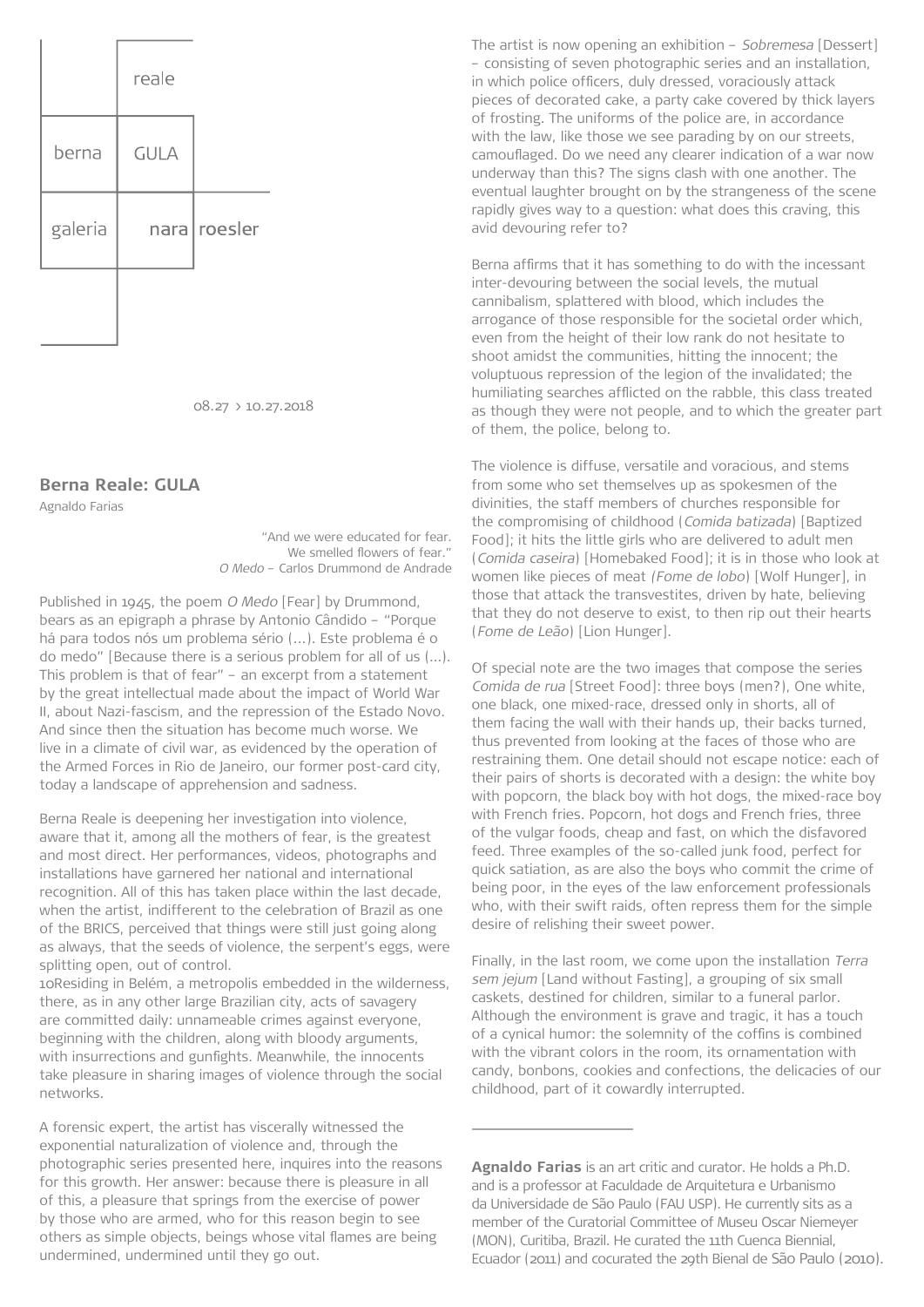reale

berna GULA

galeria nara roesler

08.27 > 10.27.2018

## Berna Reale: GULA

Agnaldo Farias

> "And we were educated for fear.
> We smelled flowers of fear."
> *O Medo* – Carlos Drummond de Andrade

Published in 1945, the poem *O Medo* [Fear] by Drummond, bears as an epigraph a phrase by Antonio Cândido – "Porque há para todos nós um problema sério (…). Este problema é o do medo" [Because there is a serious problem for all of us (…). This problem is that of fear" – an excerpt from a statement by the great intellectual made about the impact of World War II, about Nazi-fascism, and the repression of the Estado Novo. And since then the situation has become much worse. We live in a climate of civil war, as evidenced by the operation of the Armed Forces in Rio de Janeiro, our former post-card city, today a landscape of apprehension and sadness.

Berna Reale is deepening her investigation into violence, aware that it, among all the mothers of fear, is the greatest and most direct. Her performances, videos, photographs and installations have garnered her national and international recognition. All of this has taken place within the last decade, when the artist, indifferent to the celebration of Brazil as one of the BRICS, perceived that things were still just going along as always, that the seeds of violence, the serpent's eggs, were splitting open, out of control.
10Residing in Belém, a metropolis embedded in the wilderness, there, as in any other large Brazilian city, acts of savagery are committed daily: unnameable crimes against everyone, beginning with the children, along with bloody arguments, with insurrections and gunfights. Meanwhile, the innocents take pleasure in sharing images of violence through the social networks.

A forensic expert, the artist has viscerally witnessed the exponential naturalization of violence and, through the photographic series presented here, inquires into the reasons for this growth. Her answer: because there is pleasure in all of this, a pleasure that springs from the exercise of power by those who are armed, who for this reason begin to see others as simple objects, beings whose vital flames are being undermined, undermined until they go out.

The artist is now opening an exhibition – *Sobremesa* [Dessert] – consisting of seven photographic series and an installation, in which police officers, duly dressed, voraciously attack pieces of decorated cake, a party cake covered by thick layers of frosting. The uniforms of the police are, in accordance with the law, like those we see parading by on our streets, camouflaged. Do we need any clearer indication of a war now underway than this? The signs clash with one another. The eventual laughter brought on by the strangeness of the scene rapidly gives way to a question: what does this craving, this avid devouring refer to?

Berna affirms that it has something to do with the incessant inter-devouring between the social levels, the mutual cannibalism, splattered with blood, which includes the arrogance of those responsible for the societal order which, even from the height of their low rank do not hesitate to shoot amidst the communities, hitting the innocent; the voluptuous repression of the legion of the invalidated; the humiliating searches afflicted on the rabble, this class treated as though they were not people, and to which the greater part of them, the police, belong to.

The violence is diffuse, versatile and voracious, and stems from some who set themselves up as spokesmen of the divinities, the staff members of churches responsible for the compromising of childhood (*Comida batizada*) [Baptized Food]; it hits the little girls who are delivered to adult men (*Comida caseira*) [Homebaked Food]; it is in those who look at women like pieces of meat *(Fome de lobo*) [Wolf Hunger], in those that attack the transvestites, driven by hate, believing that they do not deserve to exist, to then rip out their hearts (*Fome de Leão*) [Lion Hunger].

Of special note are the two images that compose the series *Comida de rua* [Street Food]: three boys (men?), One white, one black, one mixed-race, dressed only in shorts, all of them facing the wall with their hands up, their backs turned, thus prevented from looking at the faces of those who are restraining them. One detail should not escape notice: each of their pairs of shorts is decorated with a design: the white boy with popcorn, the black boy with hot dogs, the mixed-race boy with French fries. Popcorn, hot dogs and French fries, three of the vulgar foods, cheap and fast, on which the disfavored feed. Three examples of the so-called junk food, perfect for quick satiation, as are also the boys who commit the crime of being poor, in the eyes of the law enforcement professionals who, with their swift raids, often repress them for the simple desire of relishing their sweet power.

Finally, in the last room, we come upon the installation *Terra sem jejum* [Land without Fasting], a grouping of six small caskets, destined for children, similar to a funeral parlor. Although the environment is grave and tragic, it has a touch of a cynical humor: the solemnity of the coffins is combined with the vibrant colors in the room, its ornamentation with candy, bonbons, cookies and confections, the delicacies of our childhood, part of it cowardly interrupted.

---

**Agnaldo Farias** is an art critic and curator. He holds a Ph.D. and is a professor at Faculdade de Arquitetura e Urbanismo da Universidade de São Paulo (FAU USP). He currently sits as a member of the Curatorial Committee of Museu Oscar Niemeyer (MON), Curitiba, Brazil. He curated the 11th Cuenca Biennial, Ecuador (2011) and cocurated the 29th Bienal de São Paulo (2010).